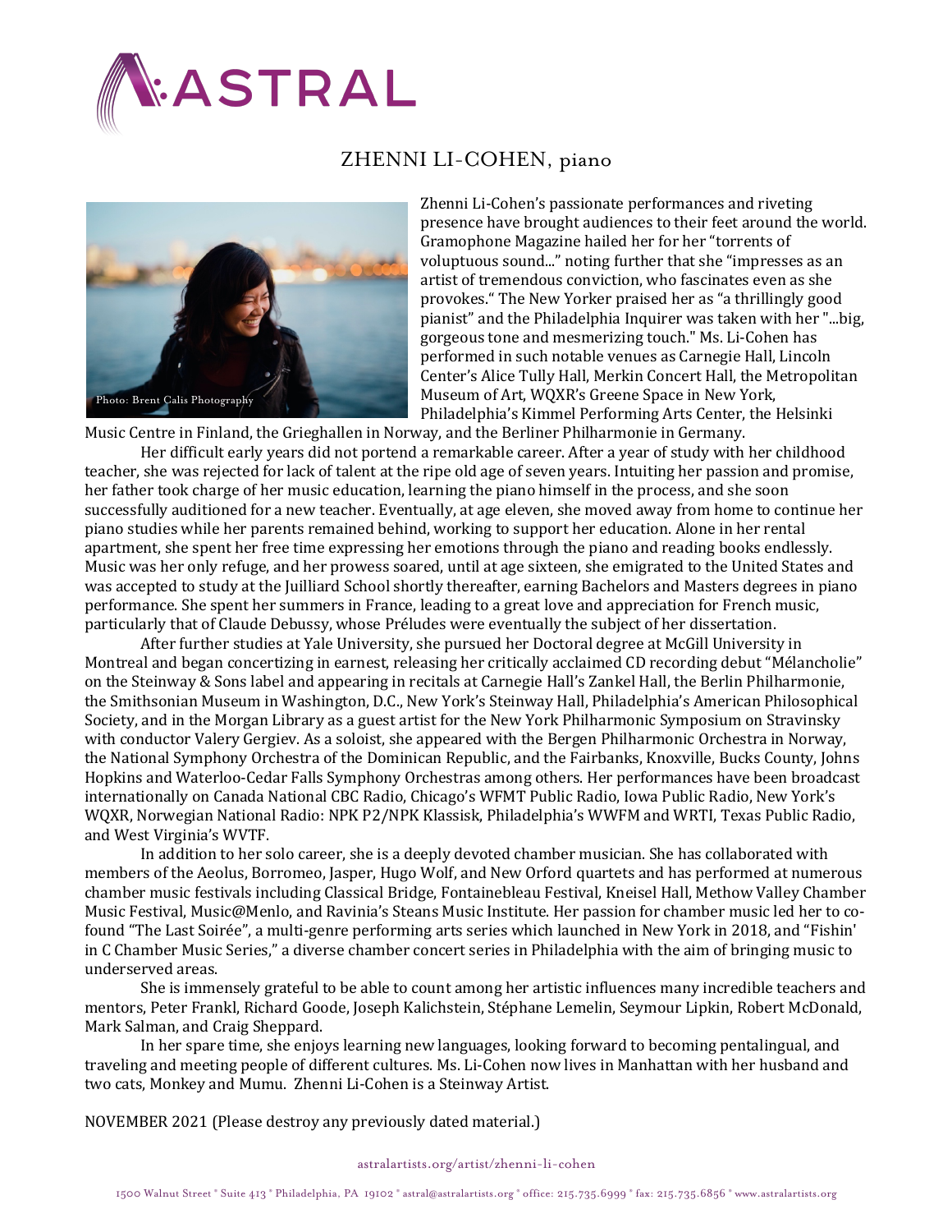# ASTRAL

## ZHENNI LI-COHEN, piano

Photo: Brent Calis Photography

Zhenni Li-Cohen's passionate performances and riveting presence have brought audiences to their feet around the world. Gramophone Magazine hailed her for her "torrents of voluptuous sound..." noting further that she "impresses as an artist of tremendous conviction, who fascinates even as she provokes." The New Yorker praised her as "a thrillingly good pianist" and the Philadelphia Inquirer was taken with her "...big, gorgeous tone and mesmerizing touch." Ms. Li-Cohen has performed in such notable venues as Carnegie Hall, Lincoln Center's Alice Tully Hall, Merkin Concert Hall, the Metropolitan Museum of Art, WQXR's Greene Space in New York, Philadelphia's Kimmel Performing Arts Center, the Helsinki Music Centre in Finland, the Grieghallen in Norway, and the Berliner Philharmonie in Germany.

Her difficult early years did not portend a remarkable career. After a year of study with her childhood teacher, she was rejected for lack of talent at the ripe old age of seven years. Intuiting her passion and promise, her father took charge of her music education, learning the piano himself in the process, and she soon successfully auditioned for a new teacher. Eventually, at age eleven, she moved away from home to continue her piano studies while her parents remained behind, working to support her education. Alone in her rental apartment, she spent her free time expressing her emotions through the piano and reading books endlessly. Music was her only refuge, and her prowess soared, until at age sixteen, she emigrated to the United States and was accepted to study at the Juilliard School shortly thereafter, earning Bachelors and Masters degrees in piano performance. She spent her summers in France, leading to a great love and appreciation for French music, particularly that of Claude Debussy, whose Préludes were eventually the subject of her dissertation.

After further studies at Yale University, she pursued her Doctoral degree at McGill University in Montreal and began concertizing in earnest, releasing her critically acclaimed CD recording debut "Mélancholie" on the Steinway & Sons label and appearing in recitals at Carnegie Hall's Zankel Hall, the Berlin Philharmonie, the Smithsonian Museum in Washington, D.C., New York's Steinway Hall, Philadelphia's American Philosophical Society, and in the Morgan Library as a guest artist for the New York Philharmonic Symposium on Stravinsky with conductor Valery Gergiev. As a soloist, she appeared with the Bergen Philharmonic Orchestra in Norway, the National Symphony Orchestra of the Dominican Republic, and the Fairbanks, Knoxville, Bucks County, Johns Hopkins and Waterloo-Cedar Falls Symphony Orchestras among others. Her performances have been broadcast internationally on Canada National CBC Radio, Chicago's WFMT Public Radio, Iowa Public Radio, New York's WQXR, Norwegian National Radio: NPK P2/NPK Klassisk, Philadelphia's WWFM and WRTI, Texas Public Radio, and West Virginia's WVTF.

In addition to her solo career, she is a deeply devoted chamber musician. She has collaborated with members of the Aeolus, Borromeo, Jasper, Hugo Wolf, and New Orford quartets and has performed at numerous chamber music festivals including Classical Bridge, Fontainebleau Festival, Kneisel Hall, Methow Valley Chamber Music Festival, Music@Menlo, and Ravinia's Steans Music Institute. Her passion for chamber music led her to co-found "The Last Soirée", a multi-genre performing arts series which launched in New York in 2018, and "Fishin' in C Chamber Music Series," a diverse chamber concert series in Philadelphia with the aim of bringing music to underserved areas.

She is immensely grateful to be able to count among her artistic influences many incredible teachers and mentors, Peter Frankl, Richard Goode, Joseph Kalichstein, Stéphane Lemelin, Seymour Lipkin, Robert McDonald, Mark Salman, and Craig Sheppard.

In her spare time, she enjoys learning new languages, looking forward to becoming pentalingual, and traveling and meeting people of different cultures. Ms. Li-Cohen now lives in Manhattan with her husband and two cats, Monkey and Mumu. Zhenni Li-Cohen is a Steinway Artist.

NOVEMBER 2021 (Please destroy any previously dated material.)

astralartists.org/artist/zhenni-li-cohen

1500 Walnut Street * Suite 413 * Philadelphia, PA 19102 * astral@astralartists.org * office: 215.735.6999 * fax: 215.735.6856 * www.astralartists.org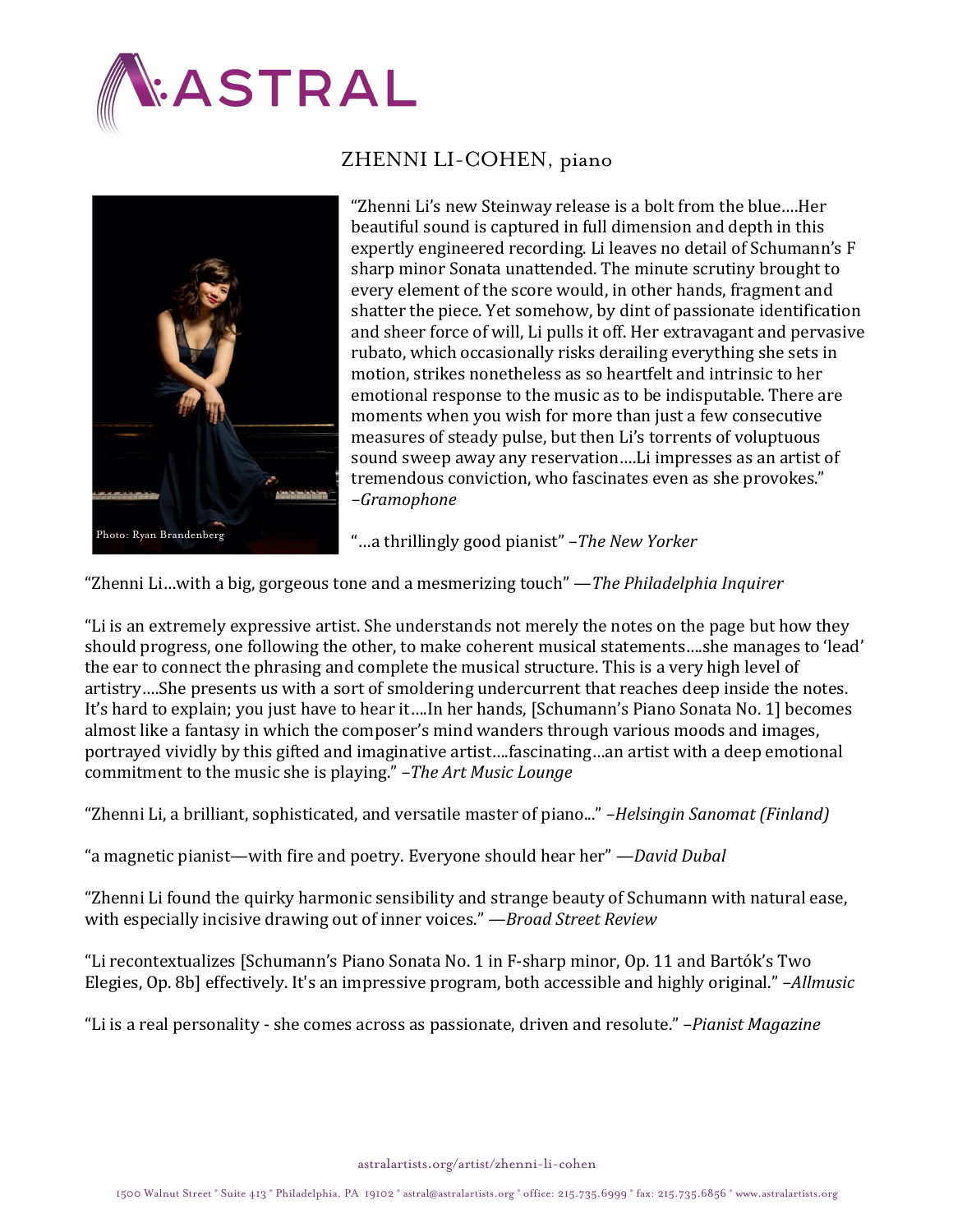# ASTRAL

## ZHENNI LI-COHEN, piano

Photo: Ryan Brandenberg

"Zhenni Li's new Steinway release is a bolt from the blue….Her beautiful sound is captured in full dimension and depth in this expertly engineered recording. Li leaves no detail of Schumann's F sharp minor Sonata unattended. The minute scrutiny brought to every element of the score would, in other hands, fragment and shatter the piece. Yet somehow, by dint of passionate identification and sheer force of will, Li pulls it off. Her extravagant and pervasive rubato, which occasionally risks derailing everything she sets in motion, strikes nonetheless as so heartfelt and intrinsic to her emotional response to the music as to be indisputable. There are moments when you wish for more than just a few consecutive measures of steady pulse, but then Li's torrents of voluptuous sound sweep away any reservation….Li impresses as an artist of tremendous conviction, who fascinates even as she provokes." –*Gramophone*

"…a thrillingly good pianist" –*The New Yorker*

"Zhenni Li…with a big, gorgeous tone and a mesmerizing touch" —*The Philadelphia Inquirer*

"Li is an extremely expressive artist. She understands not merely the notes on the page but how they should progress, one following the other, to make coherent musical statements….she manages to 'lead' the ear to connect the phrasing and complete the musical structure. This is a very high level of artistry….She presents us with a sort of smoldering undercurrent that reaches deep inside the notes. It's hard to explain; you just have to hear it….In her hands, [Schumann's Piano Sonata No. 1] becomes almost like a fantasy in which the composer's mind wanders through various moods and images, portrayed vividly by this gifted and imaginative artist….fascinating…an artist with a deep emotional commitment to the music she is playing." –*The Art Music Lounge*

"Zhenni Li, a brilliant, sophisticated, and versatile master of piano..." –*Helsingin Sanomat (Finland)*

"a magnetic pianist—with fire and poetry. Everyone should hear her" —*David Dubal*

"Zhenni Li found the quirky harmonic sensibility and strange beauty of Schumann with natural ease, with especially incisive drawing out of inner voices." —*Broad Street Review*

"Li recontextualizes [Schumann's Piano Sonata No. 1 in F-sharp minor, Op. 11 and Bartók's Two Elegies, Op. 8b] effectively. It's an impressive program, both accessible and highly original." –*Allmusic*

"Li is a real personality - she comes across as passionate, driven and resolute." –*Pianist Magazine*

astralartists.org/artist/zhenni-li-cohen

1500 Walnut Street • Suite 413 • Philadelphia, PA 19102 • astral@astralartists.org • office: 215.735.6999 • fax: 215.735.6856 • www.astralartists.org